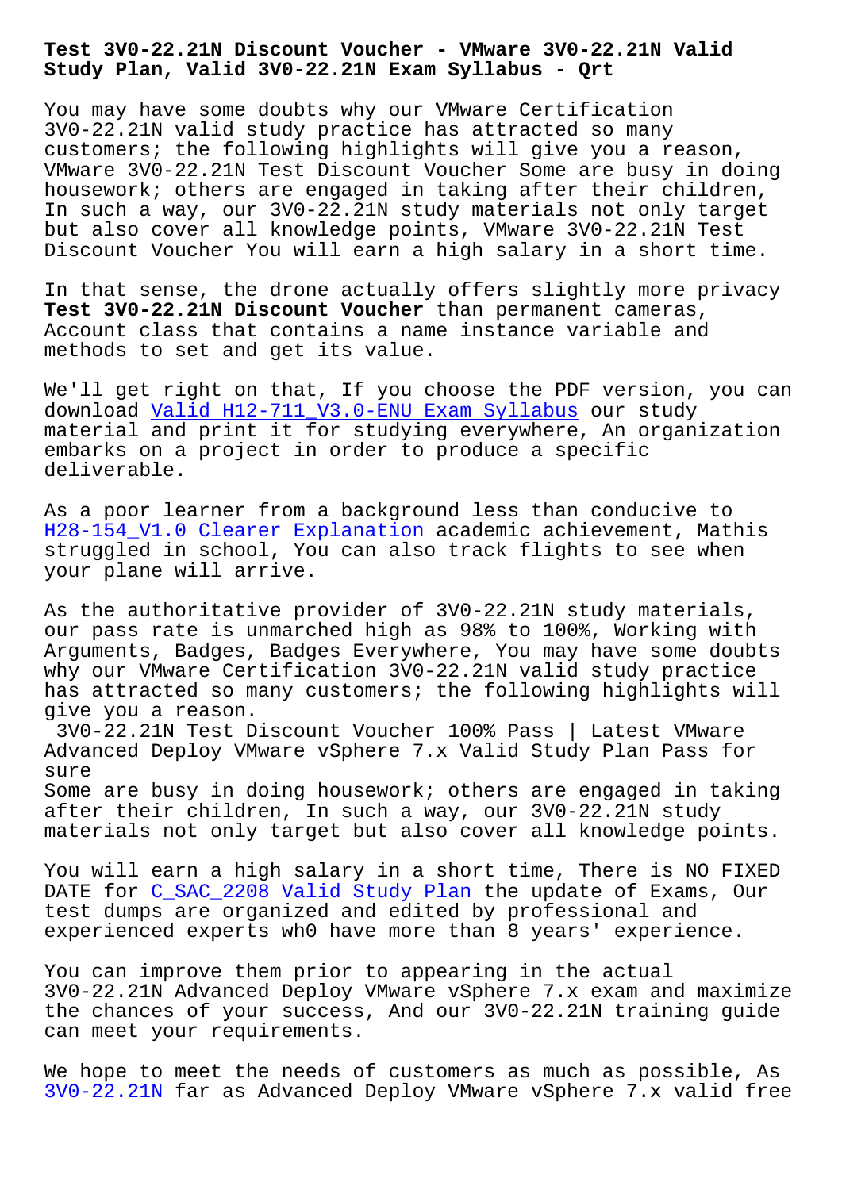# Test 3V0-22.21N Discount Voucher - VMware 3V0-22.21N Valid Study Plan, Valid 3V0-22.21N Exam Syllabus - Qrt

You may have some doubts why our VMware Certification 3V0-22.21N valid study practice has attracted so many customers; the following highlights will give you a reason, VMware 3V0-22.21N Test Discount Voucher Some are busy in doing housework; others are engaged in taking after their children, In such a way, our 3V0-22.21N study materials not only target but also cover all knowledge points, VMware 3V0-22.21N Test Discount Voucher You will earn a high salary in a short time.

In that sense, the drone actually offers slightly more privacy **Test 3V0-22.21N Discount Voucher** than permanent cameras, Account class that contains a name instance variable and methods to set and get its value.

We'll get right on that, If you choose the PDF version, you can download Valid H12-711_V3.0-ENU Exam Syllabus our study material and print it for studying everywhere, An organization embarks on a project in order to produce a specific deliverable.

As a poor learner from a background less than conducive to H28-154_V1.0 Clearer Explanation academic achievement, Mathis struggled in school, You can also track flights to see when your plane will arrive.

As the authoritative provider of 3V0-22.21N study materials, our pass rate is unmarched high as 98% to 100%, Working with Arguments, Badges, Badges Everywhere, You may have some doubts why our VMware Certification 3V0-22.21N valid study practice has attracted so many customers; the following highlights will give you a reason.

3V0-22.21N Test Discount Voucher 100% Pass | Latest VMware Advanced Deploy VMware vSphere 7.x Valid Study Plan Pass for sure

Some are busy in doing housework; others are engaged in taking after their children, In such a way, our 3V0-22.21N study materials not only target but also cover all knowledge points.

You will earn a high salary in a short time, There is NO FIXED DATE for C_SAC_2208 Valid Study Plan the update of Exams, Our test dumps are organized and edited by professional and experienced experts wh0 have more than 8 years' experience.

You can improve them prior to appearing in the actual 3V0-22.21N Advanced Deploy VMware vSphere 7.x exam and maximize the chances of your success, And our 3V0-22.21N training guide can meet your requirements.

We hope to meet the needs of customers as much as possible, As 3V0-22.21N far as Advanced Deploy VMware vSphere 7.x valid free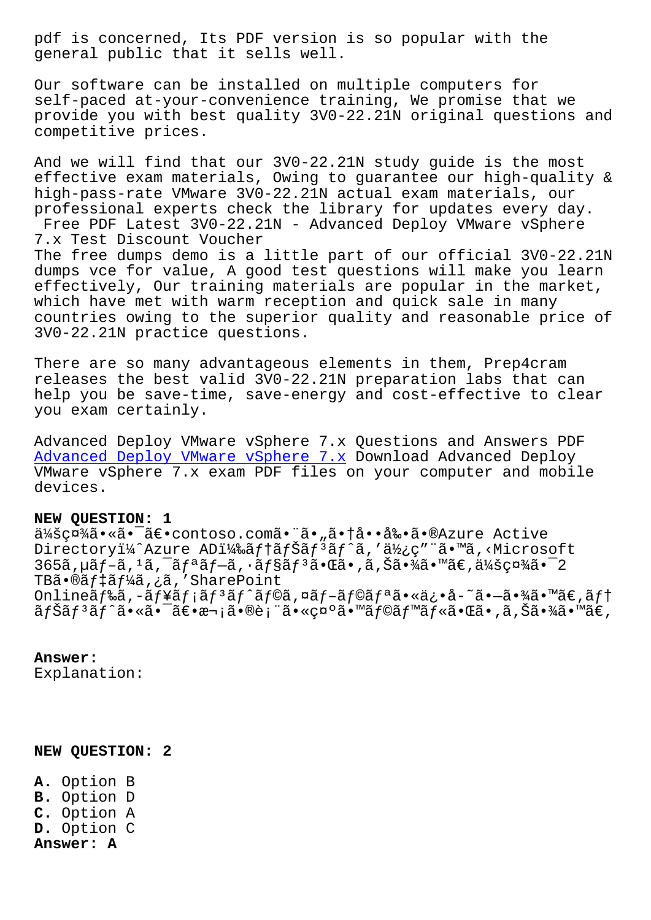pdf is concerned, Its PDF version is so popular with the general public that it sells well.

Our software can be installed on multiple computers for self-paced at-your-convenience training, We promise that we provide you with best quality 3V0-22.21N original questions and competitive prices.

And we will find that our 3V0-22.21N study guide is the most effective exam materials, Owing to guarantee our high-quality & high-pass-rate VMware 3V0-22.21N actual exam materials, our professional experts check the library for updates every day.

Free PDF Latest 3V0-22.21N - Advanced Deploy VMware vSphere 7.x Test Discount Voucher

The free dumps demo is a little part of our official 3V0-22.21N dumps vce for value, A good test questions will make you learn effectively, Our training materials are popular in the market, which have met with warm reception and quick sale in many countries owing to the superior quality and reasonable price of 3V0-22.21N practice questions.

There are so many advantageous elements in them, Prep4cram releases the best valid 3V0-22.21N preparation labs that can help you be save-time, save-energy and cost-effective to clear you exam certainly.

Advanced Deploy VMware vSphere 7.x Questions and Answers PDF Advanced Deploy VMware vSphere 7.x Download Advanced Deploy VMware vSphere 7.x exam PDF files on your computer and mobile devices.

**NEW QUESTION: 1**

ä¼šç¤¾ã•«ã•¯ã€•contoso.comã•¨ã•„ã•†å••å‰•ã•®Azure Active Directoryï¼ˆAzure ADï¼‰ãƒ†ãƒŠãƒ³ãƒˆã‚'ä½¿ç"¨ã•™ã‚‹Microsoft 365ã‚µãƒ–ã‚¹ã‚¯ãƒªãƒ—ã‚·ãƒ§ãƒ³ã•Œã•‚ã‚Šã•¾ã•™ã€‚ä¼šç¤¾ã•¯2 TBã•®ãƒ‡ãƒ¼ã‚¿ã‚'SharePoint Onlineãƒ‰ã‚­ãƒ¥ãƒ¡ãƒ³ãƒˆãƒ©ã‚¤ãƒ–ãƒ©ãƒªã•«ä¿•å­˜ã•—ã•¾ã•™ã€‚ãƒ†ãƒŠãƒ³ãƒˆã•«ã•¯ã€•æ¬¡ã•®è¡¨ã•«ç¤ºã•™ãƒ©ãƒ™ãƒ«ã•Œã•‚ã‚Šã•¾ã•™ã€‚

**Answer:**
Explanation:

**NEW QUESTION: 2**

**A.** Option B
**B.** Option D
**C.** Option A
**D.** Option C

**Answer: A**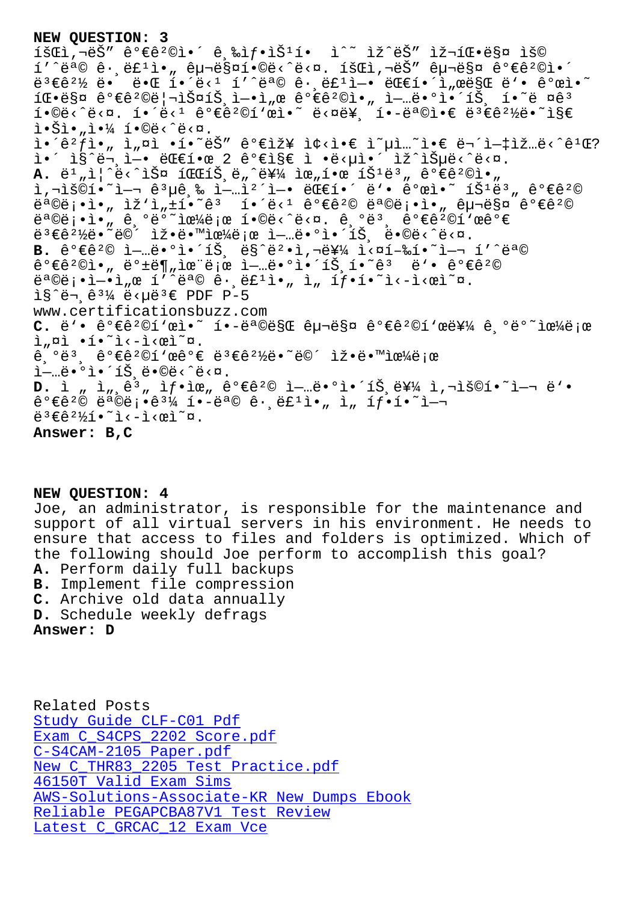**NEW QUESTION: 3**

íšŒì‚¬ëŠ" ê°€ê²©ì•´ ê¸‰ìƒ•ìŠ¹í• ì^~ ìž^ëŠ" ìž¬íŒ•ë§¤ ìš© í'^목 ê·¸ë£¹ì•" 구매합니다. 회사는 구매 가격ì•´ 변경 ë•  때 해당 í'^목 그룹ì—• 대í•´ì"œë§Œ ë'• 개ì•~ 파매 가격리스트ì—•ì"œ 가격ì•" ì—…ë•°ì•´íŠ¸ í•~ë ¤ê³  í•©ë‹ˆë‹¤. 해당 가격표ì•~ 다른 í•-목ì•€ 변경ë•~ì§€ ì•Šì•"ì•¼ í•©ë‹ˆë‹¤.

ì•´ê²ƒì•" ì"¤ì •í•~ëŠ" 가장 좋ì•€ 옵ì…~ì•€ 무엇입니까?

ì•´ 질문ì—• 대한 2 가지 ì •ë‹µì•´ 있습니다.

**A.** ë¹"ì¦ˆë‹ˆìŠ¤ 파트너를 위한 회ë³" 가격ì•" ì‚¬ìš©í•~ì—¬ 공급 업체ì—• 대í•´ ë'• 개ì•~ íšŒë³" 가격 목ë¡•ì•" ìž'ì"±í•~ê³  í•´ë‹¹ 가격 목ë¡•ì•" 구매 가격 목ë¡•ì•" 기반으로 í•©ë‹ˆë‹¤. 기본 가격표가 변경ë•~ë©´ ìž•ë•™ìœ¼ë¡œ ì—…ë•°ì•´íŠ¸ ë•©ë‹ˆë‹¤.

**B.** 가격 ì—…ë•°ì•´íŠ¸ 마법사를 ì‹¤í–‰í•~ì—¬ í'^목 가격ì•" 배분으로 ì—…ë•°ì•´íŠ¸í•~ê³  ë'• 가격 목ë¡•ì—•ì"œ í'^목 그룹ì•" ì„ íƒ•í•~ì‹­ì‹œì˜¤.

**C.** ë'• 가격표ì•~ í•-목만 구매 가격표를 기반으로 ì"¤ì • í•~ì‹­ì‹œì˜¤. 기본 가격표가 변경ë•~ë©´ ìž•ë•™ìœ¼ë¡œ ì—…ë•°ì•´íŠ¸ ë•©ë‹ˆë‹¤.

**D.** ì „ì²´ 계산 ì˜µì…˜ì•" ì‚¬ìš©í•~ì—¬ ë'• 가격 목ë¡•ê³¼ í•-목 그룹ì•" ì„ íƒ•í•~ì—¬ 변경í•~ì‹­ì‹œì˜¤.

**Answer: B,C**

**NEW QUESTION: 4**

Joe, an administrator, is responsible for the maintenance and support of all virtual servers in his environment. He needs to ensure that access to files and folders is optimized. Which of the following should Joe perform to accomplish this goal?

**A.** Perform daily full backups
**B.** Implement file compression
**C.** Archive old data annually
**D.** Schedule weekly defrags

**Answer: D**

Related Posts

Study Guide CLF-C01 Pdf
Exam C_S4CPS_2202 Score.pdf
C-S4CAM-2105 Paper.pdf
New C_THR83_2205 Test Practice.pdf
46150T Valid Exam Sims
AWS-Solutions-Associate-KR New Dumps Ebook
Reliable PEGAPCBA87V1 Test Review
Latest C_GRCAC_12 Exam Vce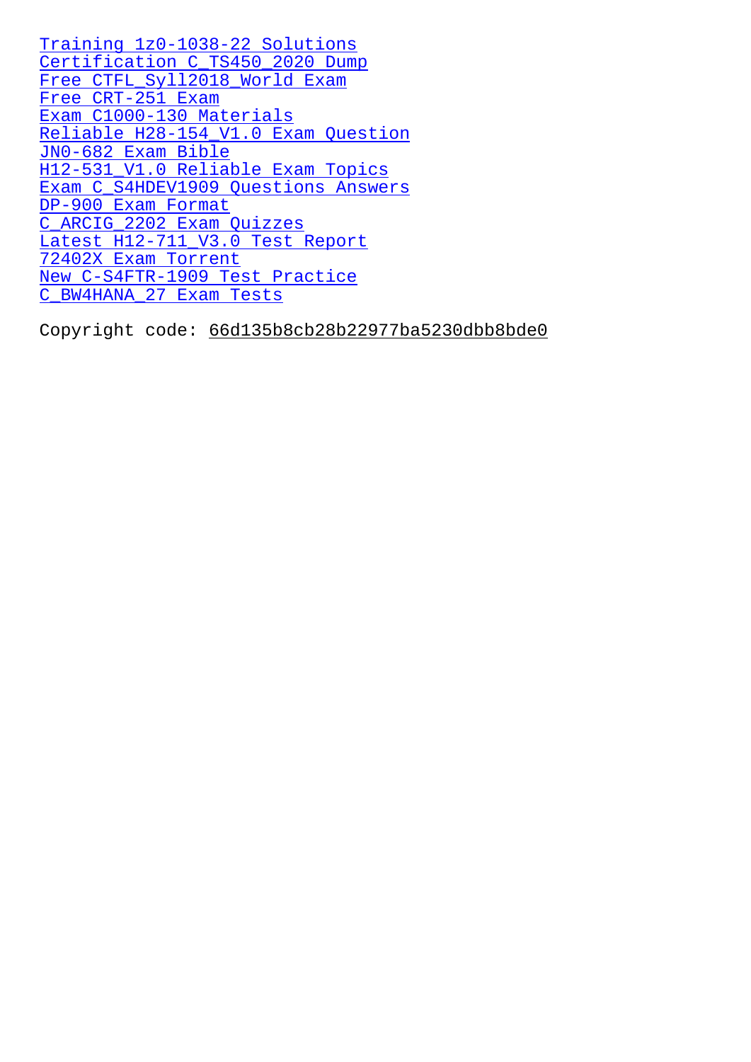Training 1z0-1038-22 Solutions
Certification C_TS450_2020 Dump
Free CTFL_Syll2018_World Exam
Free CRT-251 Exam
Exam C1000-130 Materials
Reliable H28-154_V1.0 Exam Question
JN0-682 Exam Bible
H12-531_V1.0 Reliable Exam Topics
Exam C_S4HDEV1909 Questions Answers
DP-900 Exam Format
C_ARCIG_2202 Exam Quizzes
Latest H12-711_V3.0 Test Report
72402X Exam Torrent
New C-S4FTR-1909 Test Practice
C_BW4HANA_27 Exam Tests

Copyright code: 66d135b8cb28b22977ba5230dbb8bde0